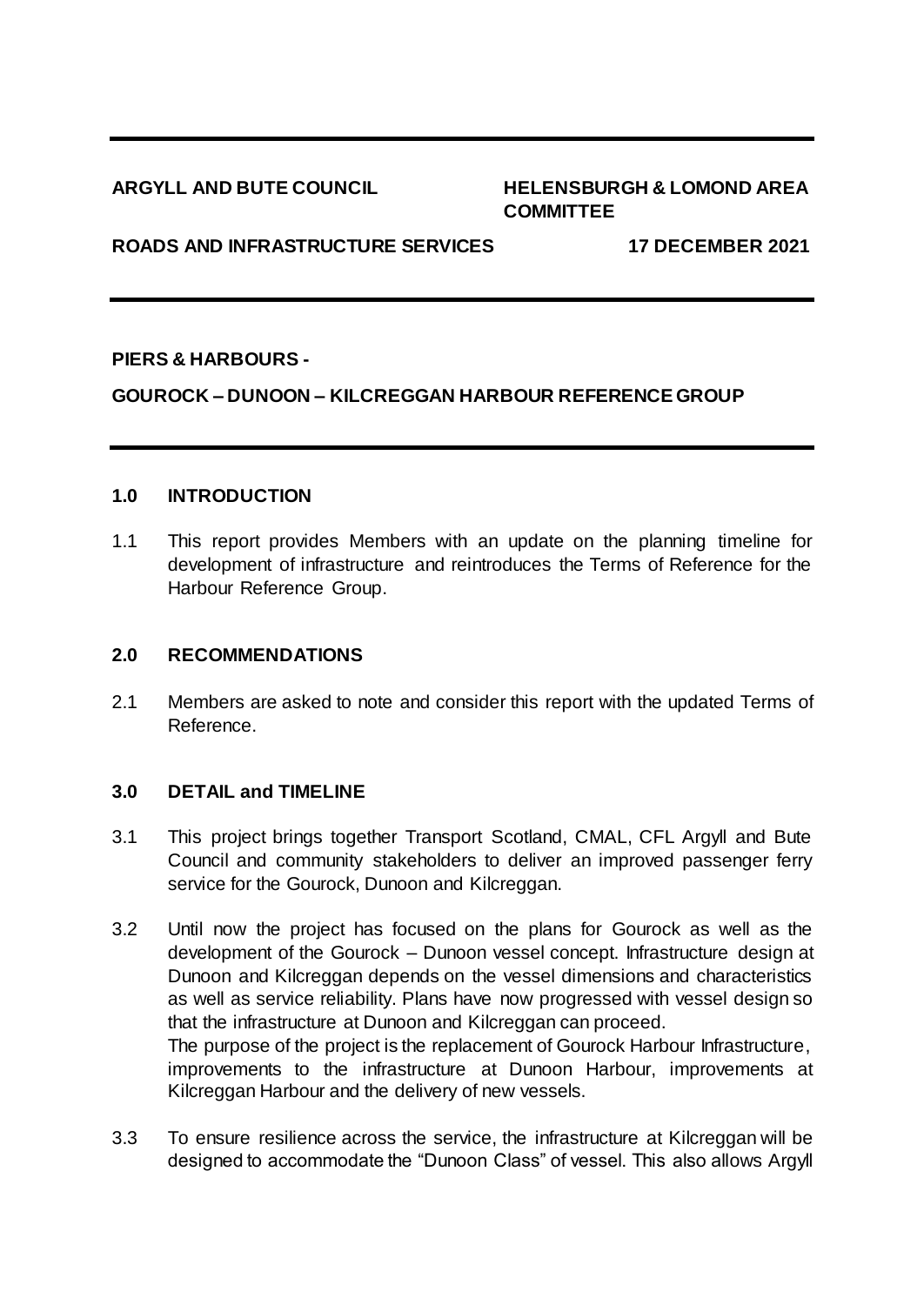**ARGYLL AND BUTE COUNCIL** **HELENSBURGH & LOMOND AREA COMMITTEE**

**ROADS AND INFRASTRUCTURE SERVICES** **17 DECEMBER 2021**

---

**PIERS & HARBOURS -**

**GOUROCK – DUNOON – KILCREGGAN HARBOUR REFERENCE GROUP**

---

## 1.0 INTRODUCTION

1.1 This report provides Members with an update on the planning timeline for development of infrastructure and reintroduces the Terms of Reference for the Harbour Reference Group.

## 2.0 RECOMMENDATIONS

2.1 Members are asked to note and consider this report with the updated Terms of Reference.

## 3.0 DETAIL and TIMELINE

3.1 This project brings together Transport Scotland, CMAL, CFL Argyll and Bute Council and community stakeholders to deliver an improved passenger ferry service for the Gourock, Dunoon and Kilcreggan.

3.2 Until now the project has focused on the plans for Gourock as well as the development of the Gourock – Dunoon vessel concept. Infrastructure design at Dunoon and Kilcreggan depends on the vessel dimensions and characteristics as well as service reliability. Plans have now progressed with vessel design so that the infrastructure at Dunoon and Kilcreggan can proceed.
The purpose of the project is the replacement of Gourock Harbour Infrastructure, improvements to the infrastructure at Dunoon Harbour, improvements at Kilcreggan Harbour and the delivery of new vessels.

3.3 To ensure resilience across the service, the infrastructure at Kilcreggan will be designed to accommodate the "Dunoon Class" of vessel. This also allows Argyll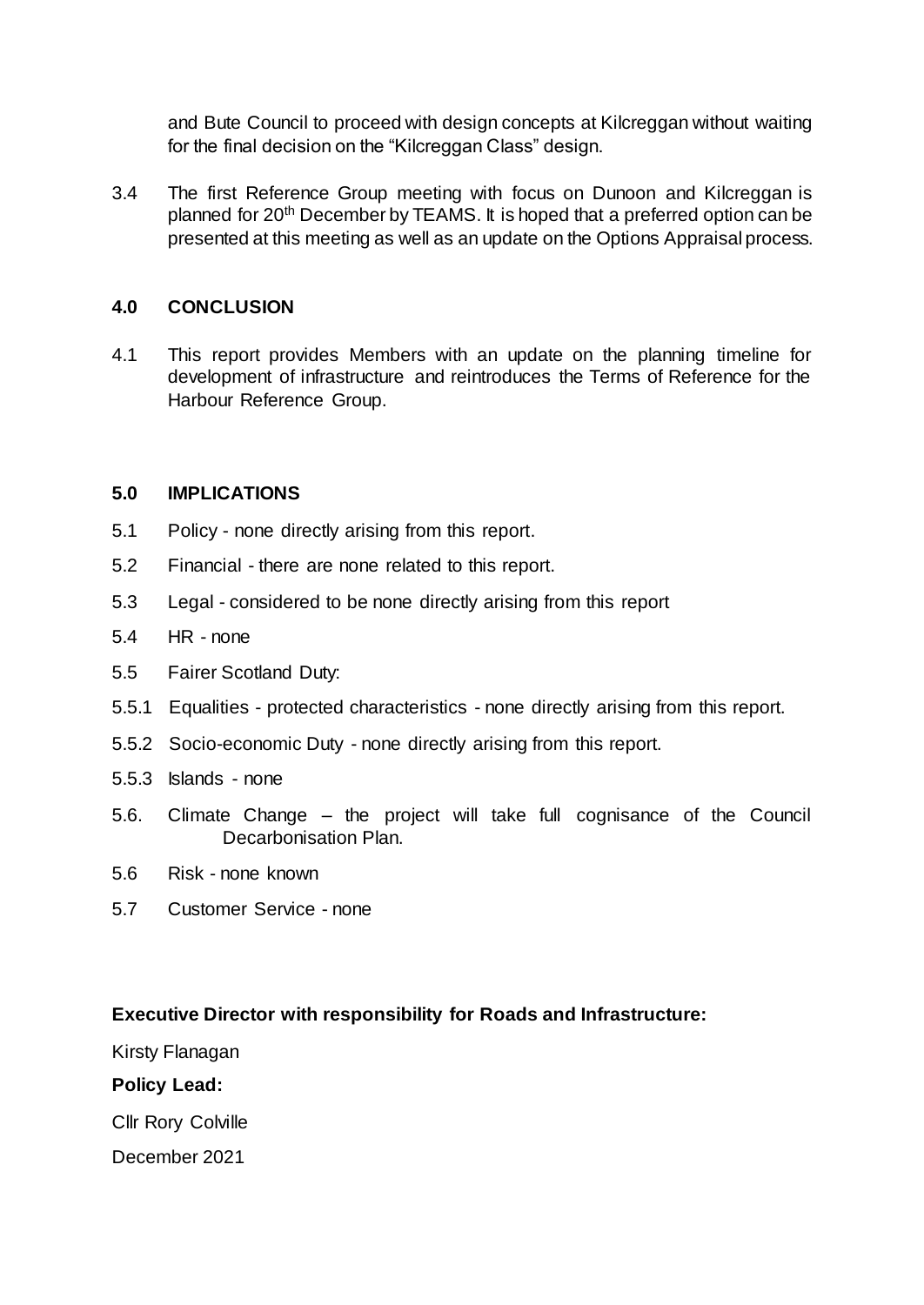and Bute Council to proceed with design concepts at Kilcreggan without waiting for the final decision on the "Kilcreggan Class" design.

3.4 The first Reference Group meeting with focus on Dunoon and Kilcreggan is planned for 20th December by TEAMS. It is hoped that a preferred option can be presented at this meeting as well as an update on the Options Appraisal process.

## 4.0 CONCLUSION

4.1 This report provides Members with an update on the planning timeline for development of infrastructure and reintroduces the Terms of Reference for the Harbour Reference Group.

## 5.0 IMPLICATIONS

5.1 Policy - none directly arising from this report.

5.2 Financial - there are none related to this report.

5.3 Legal - considered to be none directly arising from this report

5.4 HR - none

5.5 Fairer Scotland Duty:

5.5.1 Equalities - protected characteristics - none directly arising from this report.

5.5.2 Socio-economic Duty - none directly arising from this report.

5.5.3 Islands - none

5.6. Climate Change – the project will take full cognisance of the Council Decarbonisation Plan.

5.6 Risk - none known

5.7 Customer Service - none

**Executive Director with responsibility for Roads and Infrastructure:**

Kirsty Flanagan

**Policy Lead:**

Cllr Rory Colville

December 2021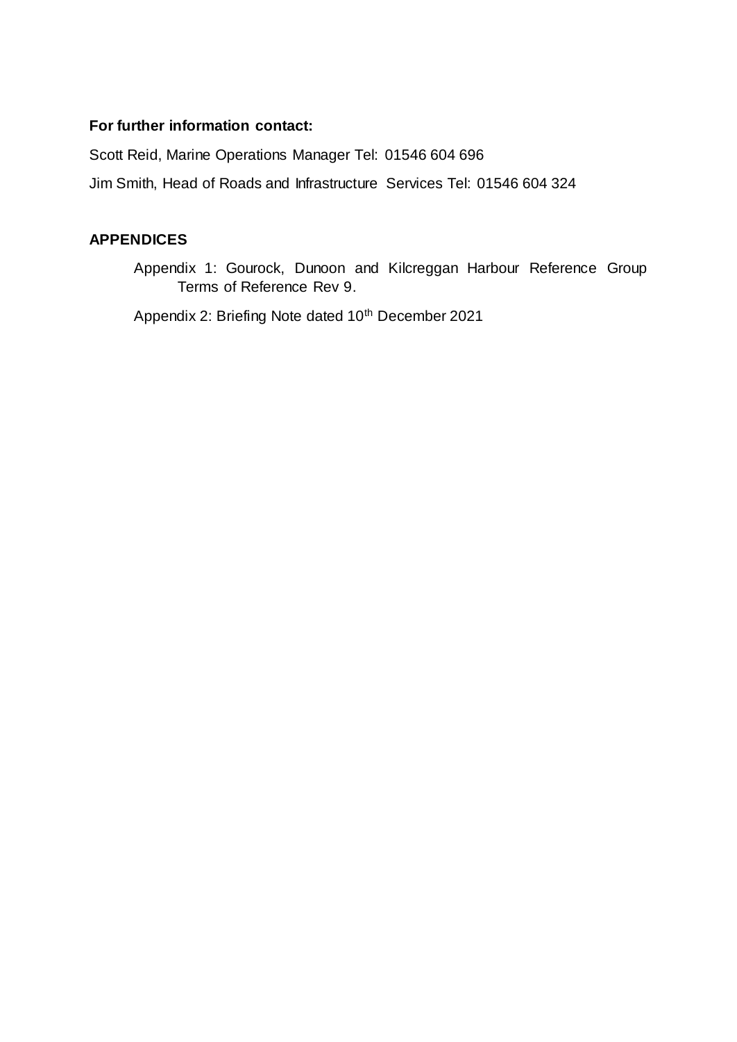**For further information contact:**

Scott Reid, Marine Operations Manager Tel: 01546 604 696

Jim Smith, Head of Roads and Infrastructure Services Tel: 01546 604 324

**APPENDICES**

Appendix 1: Gourock, Dunoon and Kilcreggan Harbour Reference Group Terms of Reference Rev 9.

Appendix 2: Briefing Note dated 10th December 2021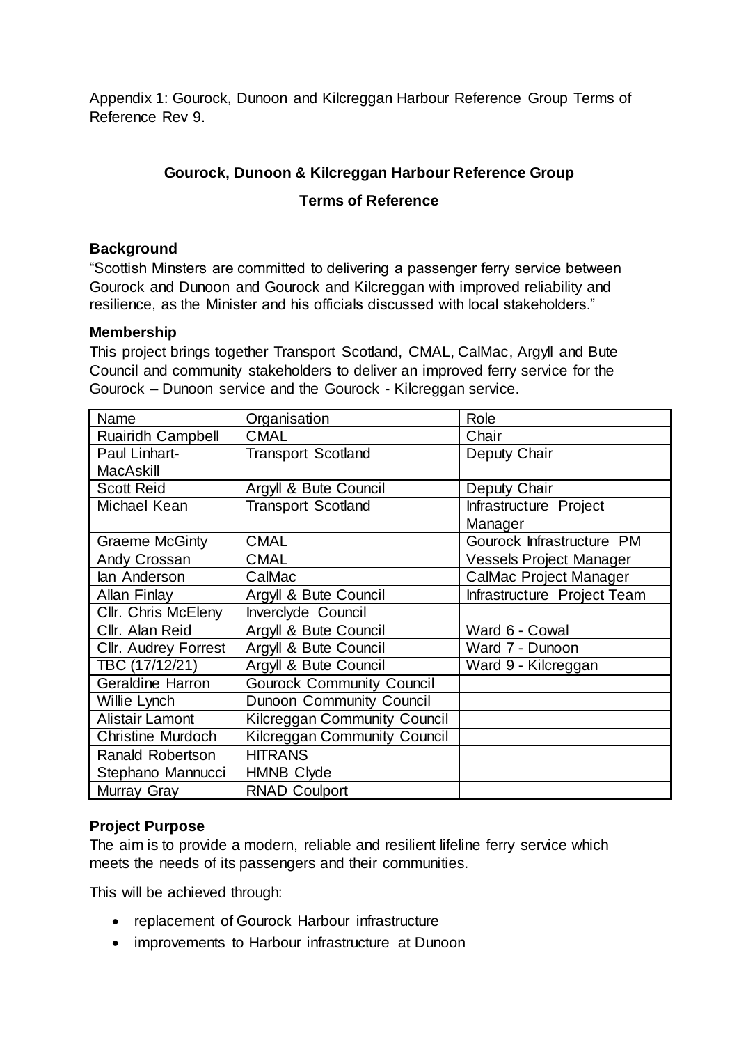Appendix 1: Gourock, Dunoon and Kilcreggan Harbour Reference Group Terms of Reference Rev 9.

**Gourock, Dunoon & Kilcreggan Harbour Reference Group**

**Terms of Reference**

**Background**

"Scottish Minsters are committed to delivering a passenger ferry service between Gourock and Dunoon and Gourock and Kilcreggan with improved reliability and resilience, as the Minister and his officials discussed with local stakeholders."

**Membership**

This project brings together Transport Scotland, CMAL, CalMac, Argyll and Bute Council and community stakeholders to deliver an improved ferry service for the Gourock – Dunoon service and the Gourock - Kilcreggan service.

| Name | Organisation | Role |
|---|---|---|
| Ruairidh Campbell | CMAL | Chair |
| Paul Linhart-MacAskill | Transport Scotland | Deputy Chair |
| Scott Reid | Argyll & Bute Council | Deputy Chair |
| Michael Kean | Transport Scotland | Infrastructure Project Manager |
| Graeme McGinty | CMAL | Gourock Infrastructure PM |
| Andy Crossan | CMAL | Vessels Project Manager |
| Ian Anderson | CalMac | CalMac Project Manager |
| Allan Finlay | Argyll & Bute Council | Infrastructure Project Team |
| Cllr. Chris McEleny | Inverclyde Council | |
| Cllr. Alan Reid | Argyll & Bute Council | Ward 6 - Cowal |
| Cllr. Audrey Forrest | Argyll & Bute Council | Ward 7 - Dunoon |
| TBC (17/12/21) | Argyll & Bute Council | Ward 9 - Kilcreggan |
| Geraldine Harron | Gourock Community Council | |
| Willie Lynch | Dunoon Community Council | |
| Alistair Lamont | Kilcreggan Community Council | |
| Christine Murdoch | Kilcreggan Community Council | |
| Ranald Robertson | HITRANS | |
| Stephano Mannucci | HMNB Clyde | |
| Murray Gray | RNAD Coulport | |

**Project Purpose**

The aim is to provide a modern, reliable and resilient lifeline ferry service which meets the needs of its passengers and their communities.

This will be achieved through:

- replacement of Gourock Harbour infrastructure
- improvements to Harbour infrastructure at Dunoon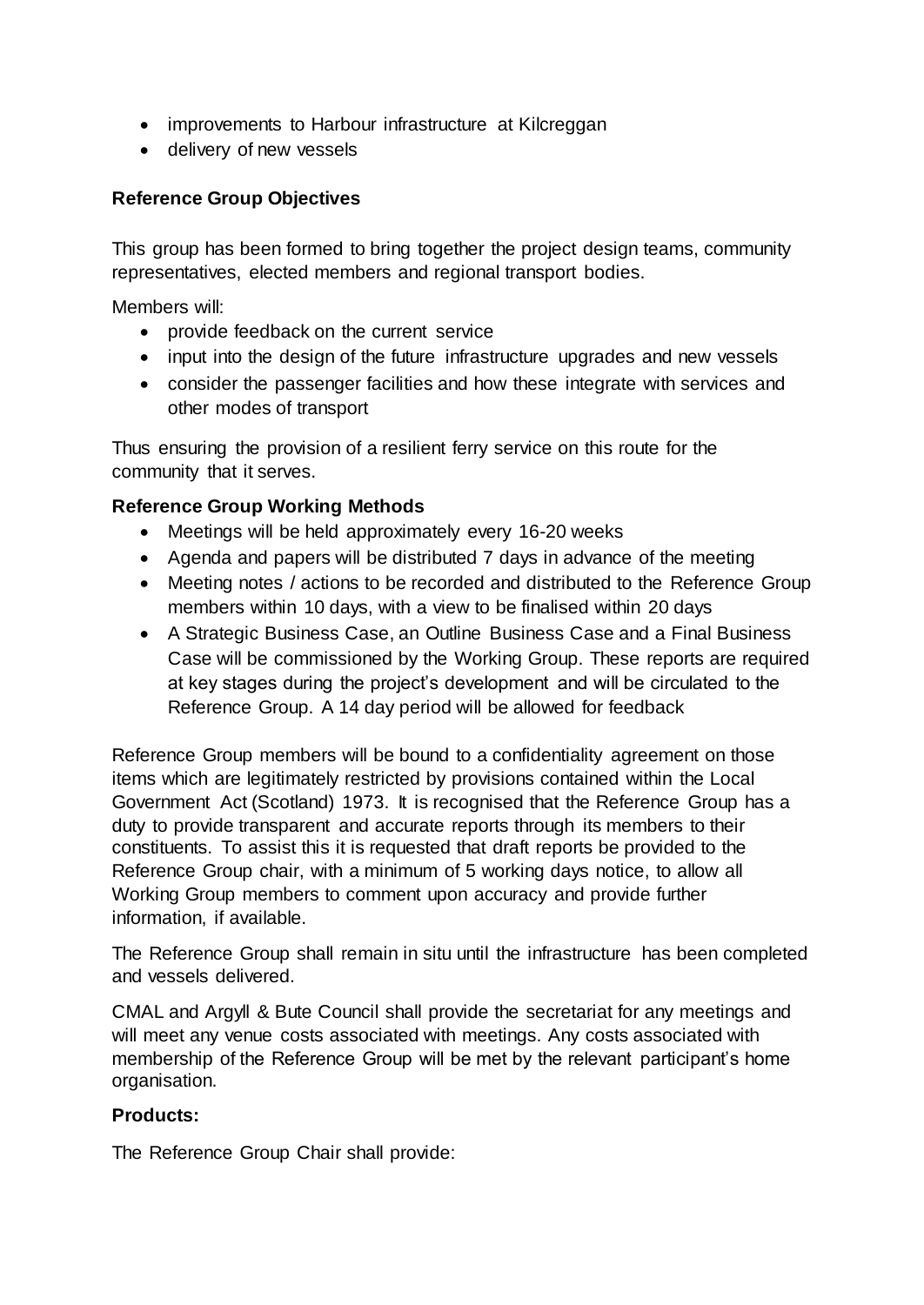- improvements to Harbour infrastructure at Kilcreggan
- delivery of new vessels

**Reference Group Objectives**

This group has been formed to bring together the project design teams, community representatives, elected members and regional transport bodies.

Members will:

- provide feedback on the current service
- input into the design of the future infrastructure upgrades and new vessels
- consider the passenger facilities and how these integrate with services and other modes of transport

Thus ensuring the provision of a resilient ferry service on this route for the community that it serves.

**Reference Group Working Methods**

- Meetings will be held approximately every 16-20 weeks
- Agenda and papers will be distributed 7 days in advance of the meeting
- Meeting notes / actions to be recorded and distributed to the Reference Group members within 10 days, with a view to be finalised within 20 days
- A Strategic Business Case, an Outline Business Case and a Final Business Case will be commissioned by the Working Group. These reports are required at key stages during the project's development and will be circulated to the Reference Group. A 14 day period will be allowed for feedback

Reference Group members will be bound to a confidentiality agreement on those items which are legitimately restricted by provisions contained within the Local Government Act (Scotland) 1973. It is recognised that the Reference Group has a duty to provide transparent and accurate reports through its members to their constituents. To assist this it is requested that draft reports be provided to the Reference Group chair, with a minimum of 5 working days notice, to allow all Working Group members to comment upon accuracy and provide further information, if available.

The Reference Group shall remain in situ until the infrastructure has been completed and vessels delivered.

CMAL and Argyll & Bute Council shall provide the secretariat for any meetings and will meet any venue costs associated with meetings. Any costs associated with membership of the Reference Group will be met by the relevant participant's home organisation.

**Products:**

The Reference Group Chair shall provide: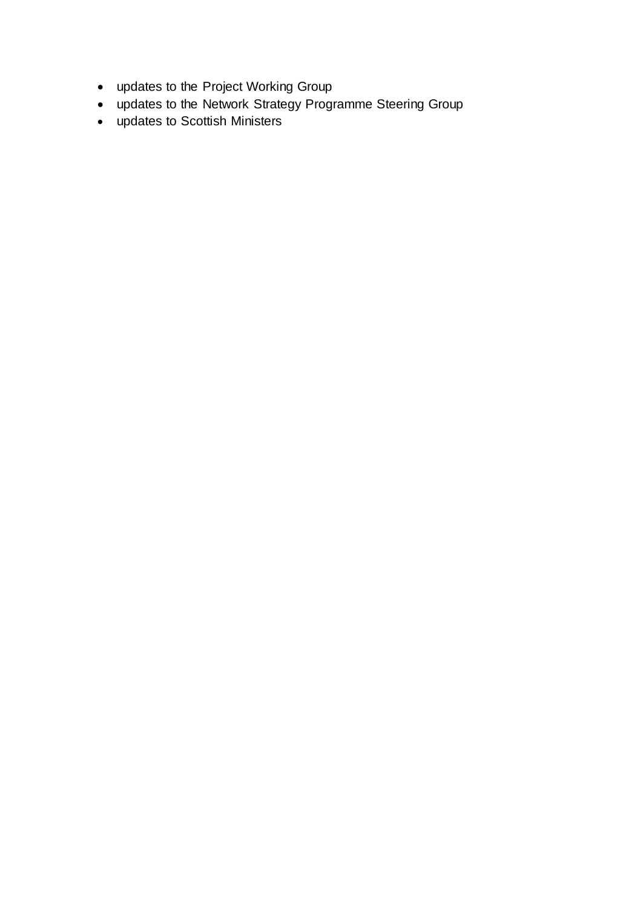- updates to the Project Working Group
- updates to the Network Strategy Programme Steering Group
- updates to Scottish Ministers